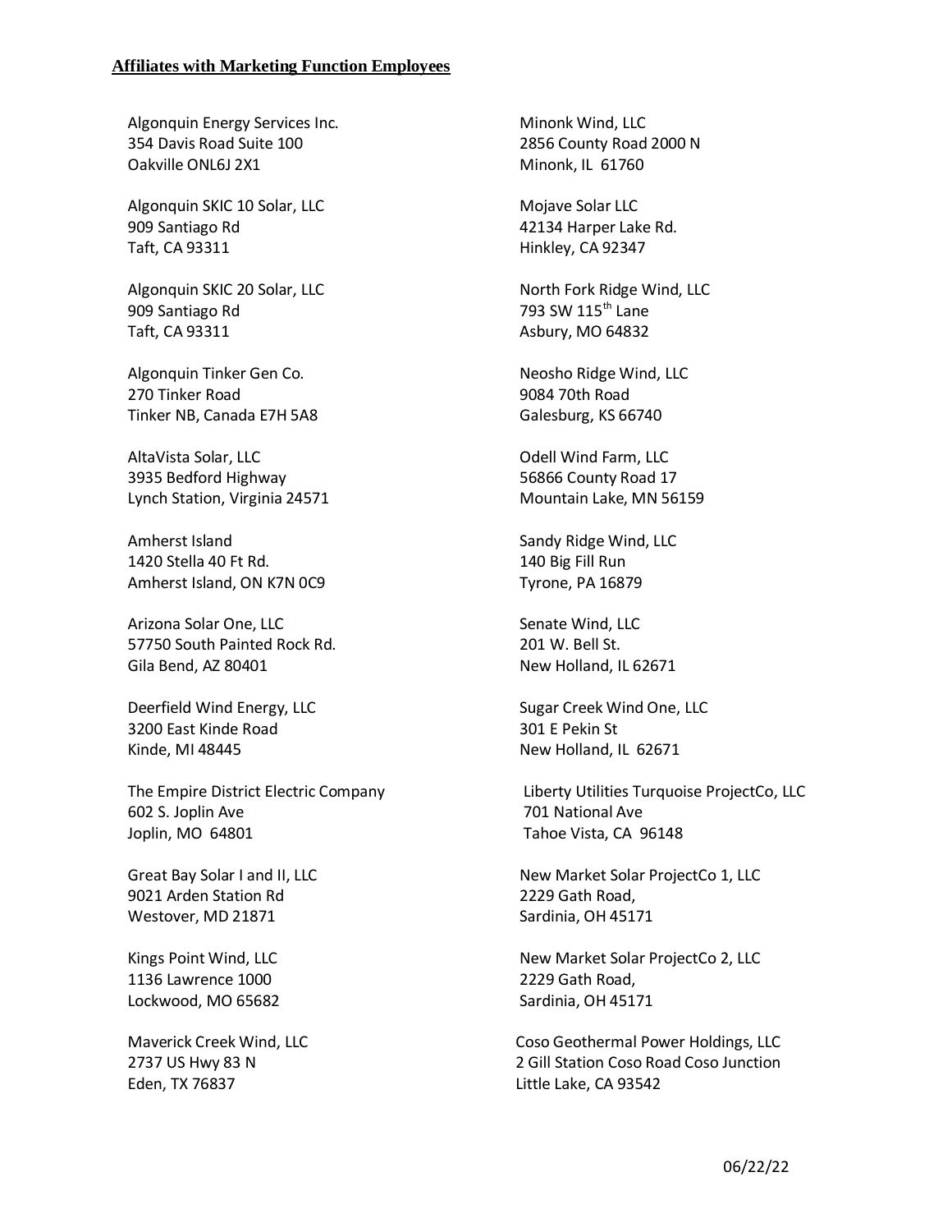**Affiliates with Marketing Function Employees**

Algonquin Energy Services Inc.
354 Davis Road Suite 100
Oakville ONL6J 2X1

Algonquin SKIC 10 Solar, LLC
909 Santiago Rd
Taft, CA 93311

Algonquin SKIC 20 Solar, LLC
909 Santiago Rd
Taft, CA 93311

Algonquin Tinker Gen Co.
270 Tinker Road
Tinker NB, Canada E7H 5A8

AltaVista Solar, LLC
3935 Bedford Highway
Lynch Station, Virginia 24571

Amherst Island
1420 Stella 40 Ft Rd.
Amherst Island, ON K7N 0C9

Arizona Solar One, LLC
57750 South Painted Rock Rd.
Gila Bend, AZ 80401

Deerfield Wind Energy, LLC
3200 East Kinde Road
Kinde, MI 48445

The Empire District Electric Company
602 S. Joplin Ave
Joplin, MO 64801

Great Bay Solar I and II, LLC
9021 Arden Station Rd
Westover, MD 21871

Kings Point Wind, LLC
1136 Lawrence 1000
Lockwood, MO 65682

Maverick Creek Wind, LLC
2737 US Hwy 83 N
Eden, TX 76837

Minonk Wind, LLC
2856 County Road 2000 N
Minonk, IL 61760

Mojave Solar LLC
42134 Harper Lake Rd.
Hinkley, CA 92347

North Fork Ridge Wind, LLC
793 SW 115th Lane
Asbury, MO 64832

Neosho Ridge Wind, LLC
9084 70th Road
Galesburg, KS 66740

Odell Wind Farm, LLC
56866 County Road 17
Mountain Lake, MN 56159

Sandy Ridge Wind, LLC
140 Big Fill Run
Tyrone, PA 16879

Senate Wind, LLC
201 W. Bell St.
New Holland, IL 62671

Sugar Creek Wind One, LLC
301 E Pekin St
New Holland, IL 62671

Liberty Utilities Turquoise ProjectCo, LLC
701 National Ave
Tahoe Vista, CA 96148

New Market Solar ProjectCo 1, LLC
2229 Gath Road,
Sardinia, OH 45171

New Market Solar ProjectCo 2, LLC
2229 Gath Road,
Sardinia, OH 45171

Coso Geothermal Power Holdings, LLC
2 Gill Station Coso Road Coso Junction
Little Lake, CA 93542

06/22/22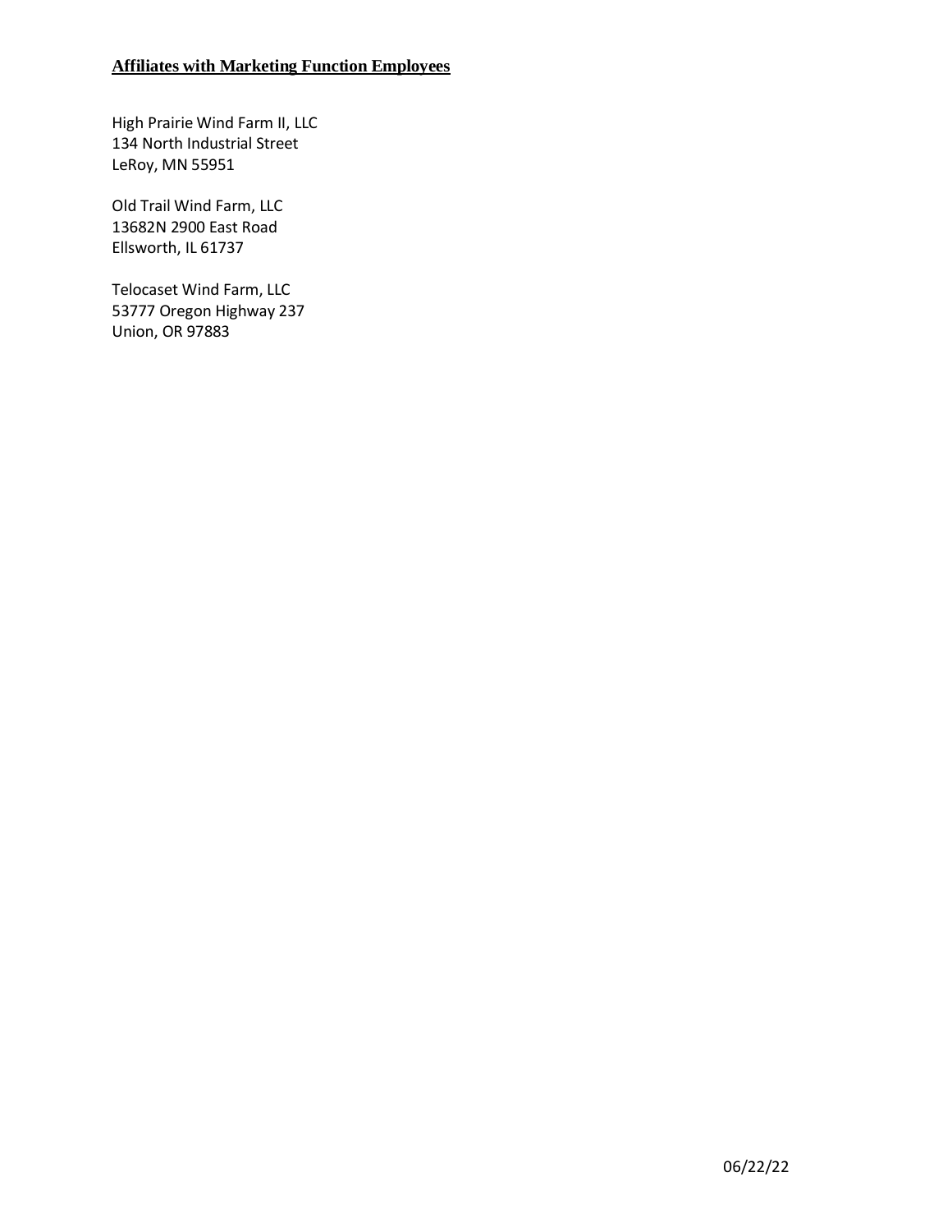**Affiliates with Marketing Function Employees**

High Prairie Wind Farm II, LLC
134 North Industrial Street
LeRoy, MN 55951

Old Trail Wind Farm, LLC
13682N 2900 East Road
Ellsworth, IL 61737

Telocaset Wind Farm, LLC
53777 Oregon Highway 237
Union, OR 97883

06/22/22